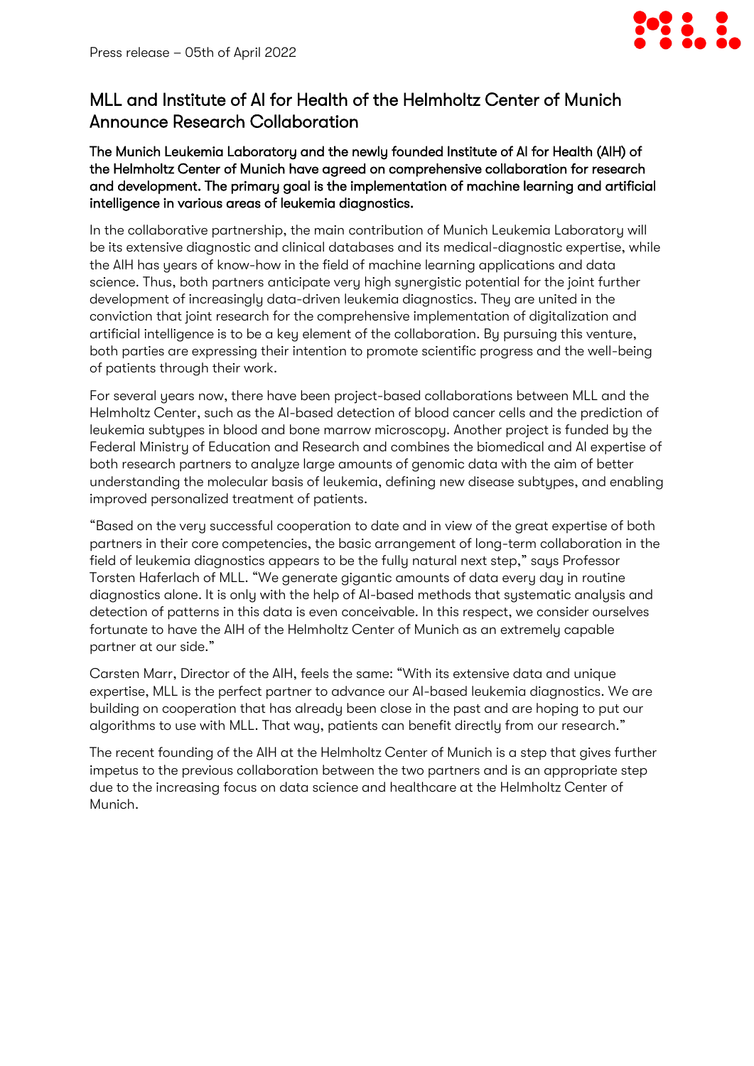Press release – 05th of April 2022

# MLL and Institute of AI for Health of the Helmholtz Center of Munich Announce Research Collaboration

**The Munich Leukemia Laboratory and the newly founded Institute of AI for Health (AIH) of the Helmholtz Center of Munich have agreed on comprehensive collaboration for research and development. The primary goal is the implementation of machine learning and artificial intelligence in various areas of leukemia diagnostics.**

In the collaborative partnership, the main contribution of Munich Leukemia Laboratory will be its extensive diagnostic and clinical databases and its medical-diagnostic expertise, while the AIH has years of know-how in the field of machine learning applications and data science. Thus, both partners anticipate very high synergistic potential for the joint further development of increasingly data-driven leukemia diagnostics. They are united in the conviction that joint research for the comprehensive implementation of digitalization and artificial intelligence is to be a key element of the collaboration. By pursuing this venture, both parties are expressing their intention to promote scientific progress and the well-being of patients through their work.

For several years now, there have been project-based collaborations between MLL and the Helmholtz Center, such as the AI-based detection of blood cancer cells and the prediction of leukemia subtypes in blood and bone marrow microscopy. Another project is funded by the Federal Ministry of Education and Research and combines the biomedical and AI expertise of both research partners to analyze large amounts of genomic data with the aim of better understanding the molecular basis of leukemia, defining new disease subtypes, and enabling improved personalized treatment of patients.

"Based on the very successful cooperation to date and in view of the great expertise of both partners in their core competencies, the basic arrangement of long-term collaboration in the field of leukemia diagnostics appears to be the fully natural next step," says Professor Torsten Haferlach of MLL. "We generate gigantic amounts of data every day in routine diagnostics alone. It is only with the help of AI-based methods that systematic analysis and detection of patterns in this data is even conceivable. In this respect, we consider ourselves fortunate to have the AIH of the Helmholtz Center of Munich as an extremely capable partner at our side."

Carsten Marr, Director of the AIH, feels the same: "With its extensive data and unique expertise, MLL is the perfect partner to advance our AI-based leukemia diagnostics. We are building on cooperation that has already been close in the past and are hoping to put our algorithms to use with MLL. That way, patients can benefit directly from our research."

The recent founding of the AIH at the Helmholtz Center of Munich is a step that gives further impetus to the previous collaboration between the two partners and is an appropriate step due to the increasing focus on data science and healthcare at the Helmholtz Center of Munich.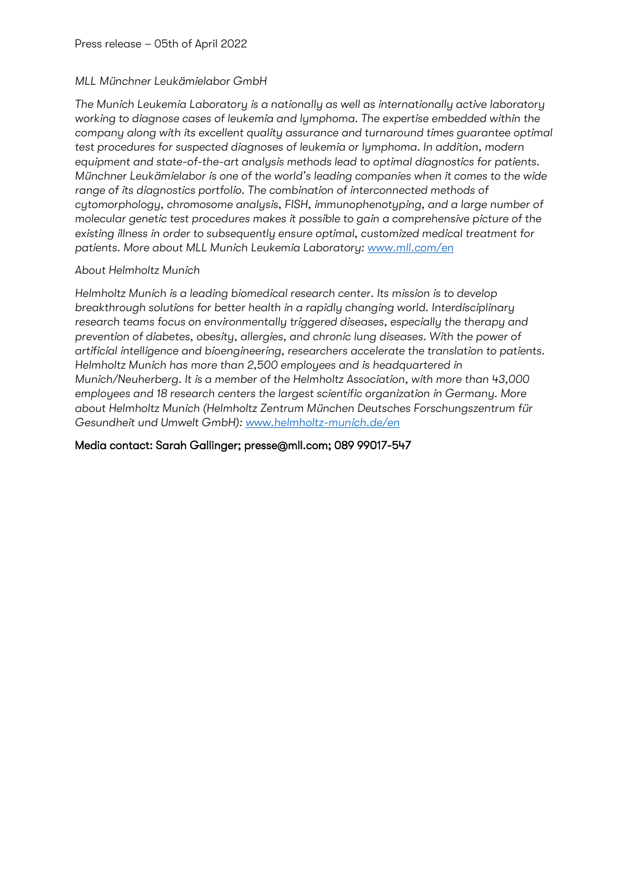Press release – 05th of April 2022

*MLL Münchner Leukämielabor GmbH*

*The Munich Leukemia Laboratory is a nationally as well as internationally active laboratory working to diagnose cases of leukemia and lymphoma. The expertise embedded within the company along with its excellent quality assurance and turnaround times guarantee optimal test procedures for suspected diagnoses of leukemia or lymphoma. In addition, modern equipment and state-of-the-art analysis methods lead to optimal diagnostics for patients. Münchner Leukämielabor is one of the world's leading companies when it comes to the wide range of its diagnostics portfolio. The combination of interconnected methods of cytomorphology, chromosome analysis, FISH, immunophenotyping, and a large number of molecular genetic test procedures makes it possible to gain a comprehensive picture of the existing illness in order to subsequently ensure optimal, customized medical treatment for patients. More about MLL Munich Leukemia Laboratory: [www.mll.com/en](www.mll.com/en)*

*About Helmholtz Munich*

*Helmholtz Munich is a leading biomedical research center. Its mission is to develop breakthrough solutions for better health in a rapidly changing world. Interdisciplinary research teams focus on environmentally triggered diseases, especially the therapy and prevention of diabetes, obesity, allergies, and chronic lung diseases. With the power of artificial intelligence and bioengineering, researchers accelerate the translation to patients. Helmholtz Munich has more than 2,500 employees and is headquartered in Munich/Neuherberg. It is a member of the Helmholtz Association, with more than 43,000 employees and 18 research centers the largest scientific organization in Germany. More about Helmholtz Munich (Helmholtz Zentrum München Deutsches Forschungszentrum für Gesundheit und Umwelt GmbH): [www.helmholtz-munich.de/en](www.helmholtz-munich.de/en)*

Media contact: Sarah Gallinger; presse@mll.com; 089 99017-547